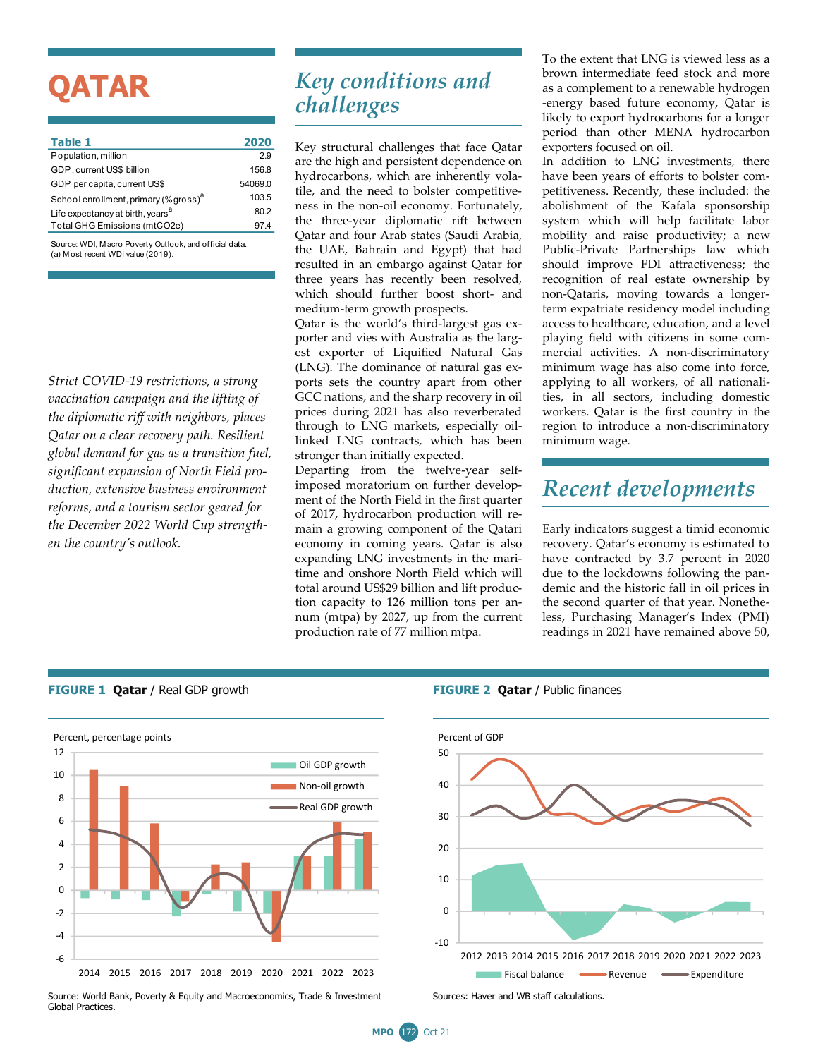# QATAR

| Table 1 | 2020 |
|---|---|
| Population, million | 2.9 |
| GDP, current US$ billion | 156.8 |
| GDP per capita, current US$ | 54069.0 |
| School enrollment, primary (% gross)[a] | 103.5 |
| Life expectancy at birth, years[a] | 80.2 |
| Total GHG Emissions (mtCO2e) | 97.4 |

Source: WDI, Macro Poverty Outlook, and official data.
(a) Most recent WDI value (2019).

*Strict COVID-19 restrictions, a strong vaccination campaign and the lifting of the diplomatic riff with neighbors, places Qatar on a clear recovery path. Resilient global demand for gas as a transition fuel, significant expansion of North Field production, extensive business environment reforms, and a tourism sector geared for the December 2022 World Cup strengthen the country's outlook.*

## Key conditions and challenges

Key structural challenges that face Qatar are the high and persistent dependence on hydrocarbons, which are inherently volatile, and the need to bolster competitiveness in the non-oil economy. Fortunately, the three-year diplomatic rift between Qatar and four Arab states (Saudi Arabia, the UAE, Bahrain and Egypt) that had resulted in an embargo against Qatar for three years has recently been resolved, which should further boost short- and medium-term growth prospects.

Qatar is the world's third-largest gas exporter and vies with Australia as the largest exporter of Liquified Natural Gas (LNG). The dominance of natural gas exports sets the country apart from other GCC nations, and the sharp recovery in oil prices during 2021 has also reverberated through to LNG markets, especially oil-linked LNG contracts, which has been stronger than initially expected.

Departing from the twelve-year self-imposed moratorium on further development of the North Field in the first quarter of 2017, hydrocarbon production will remain a growing component of the Qatari economy in coming years. Qatar is also expanding LNG investments in the maritime and onshore North Field which will total around US$29 billion and lift production capacity to 126 million tons per annum (mtpa) by 2027, up from the current production rate of 77 million mtpa.

To the extent that LNG is viewed less as a brown intermediate feed stock and more as a complement to a renewable hydrogen -energy based future economy, Qatar is likely to export hydrocarbons for a longer period than other MENA hydrocarbon exporters focused on oil.

In addition to LNG investments, there have been years of efforts to bolster competitiveness. Recently, these included: the abolishment of the Kafala sponsorship system which will help facilitate labor mobility and raise productivity; a new Public-Private Partnerships law which should improve FDI attractiveness; the recognition of real estate ownership by non-Qataris, moving towards a longer-term expatriate residency model including access to healthcare, education, and a level playing field with citizens in some commercial activities. A non-discriminatory minimum wage has also come into force, applying to all workers, of all nationalities, in all sectors, including domestic workers. Qatar is the first country in the region to introduce a non-discriminatory minimum wage.

## Recent developments

Early indicators suggest a timid economic recovery. Qatar's economy is estimated to have contracted by 3.7 percent in 2020 due to the lockdowns following the pandemic and the historic fall in oil prices in the second quarter of that year. Nonetheless, Purchasing Manager's Index (PMI) readings in 2021 have remained above 50,

**FIGURE 1 Qatar** / Real GDP growth

Source: World Bank, Poverty & Equity and Macroeconomics, Trade & Investment Global Practices.

**FIGURE 2 Qatar** / Public finances

Sources: Haver and WB staff calculations.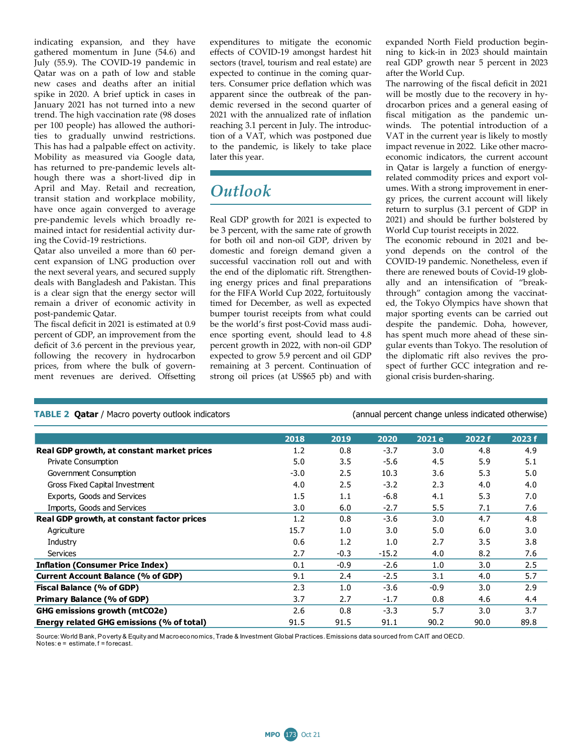indicating expansion, and they have gathered momentum in June (54.6) and July (55.9). The COVID-19 pandemic in Qatar was on a path of low and stable new cases and deaths after an initial spike in 2020. A brief uptick in cases in January 2021 has not turned into a new trend. The high vaccination rate (98 doses per 100 people) has allowed the authorities to gradually unwind restrictions. This has had a palpable effect on activity. Mobility as measured via Google data, has returned to pre-pandemic levels although there was a short-lived dip in April and May. Retail and recreation, transit station and workplace mobility, have once again converged to average pre-pandemic levels which broadly remained intact for residential activity during the Covid-19 restrictions.

Qatar also unveiled a more than 60 percent expansion of LNG production over the next several years, and secured supply deals with Bangladesh and Pakistan. This is a clear sign that the energy sector will remain a driver of economic activity in post-pandemic Qatar.

The fiscal deficit in 2021 is estimated at 0.9 percent of GDP, an improvement from the deficit of 3.6 percent in the previous year, following the recovery in hydrocarbon prices, from where the bulk of government revenues are derived. Offsetting expenditures to mitigate the economic effects of COVID-19 amongst hardest hit sectors (travel, tourism and real estate) are expected to continue in the coming quarters. Consumer price deflation which was apparent since the outbreak of the pandemic reversed in the second quarter of 2021 with the annualized rate of inflation reaching 3.1 percent in July. The introduction of a VAT, which was postponed due to the pandemic, is likely to take place later this year.

## Outlook

Real GDP growth for 2021 is expected to be 3 percent, with the same rate of growth for both oil and non-oil GDP, driven by domestic and foreign demand given a successful vaccination roll out and with the end of the diplomatic rift. Strengthening energy prices and final preparations for the FIFA World Cup 2022, fortuitously timed for December, as well as expected bumper tourist receipts from what could be the world's first post-Covid mass audience sporting event, should lead to 4.8 percent growth in 2022, with non-oil GDP expected to grow 5.9 percent and oil GDP remaining at 3 percent. Continuation of strong oil prices (at US$65 pb) and with expanded North Field production beginning to kick-in in 2023 should maintain real GDP growth near 5 percent in 2023 after the World Cup.

The narrowing of the fiscal deficit in 2021 will be mostly due to the recovery in hydrocarbon prices and a general easing of fiscal mitigation as the pandemic unwinds. The potential introduction of a VAT in the current year is likely to mostly impact revenue in 2022. Like other macroeconomic indicators, the current account in Qatar is largely a function of energy-related commodity prices and export volumes. With a strong improvement in energy prices, the current account will likely return to surplus (3.1 percent of GDP in 2021) and should be further bolstered by World Cup tourist receipts in 2022.

The economic rebound in 2021 and beyond depends on the control of the COVID-19 pandemic. Nonetheless, even if there are renewed bouts of Covid-19 globally and an intensification of "breakthrough" contagion among the vaccinated, the Tokyo Olympics have shown that major sporting events can be carried out despite the pandemic. Doha, however, has spent much more ahead of these singular events than Tokyo. The resolution of the diplomatic rift also revives the prospect of further GCC integration and regional crisis burden-sharing.

**TABLE 2 Qatar** / Macro poverty outlook indicators (annual percent change unless indicated otherwise)

| | 2018 | 2019 | 2020 | 2021 e | 2022 f | 2023 f |
|---|---|---|---|---|---|---|
| **Real GDP growth, at constant market prices** | 1.2 | 0.8 | -3.7 | 3.0 | 4.8 | 4.9 |
| Private Consumption | 5.0 | 3.5 | -5.6 | 4.5 | 5.9 | 5.1 |
| Government Consumption | -3.0 | 2.5 | 10.3 | 3.6 | 5.3 | 5.0 |
| Gross Fixed Capital Investment | 4.0 | 2.5 | -3.2 | 2.3 | 4.0 | 4.0 |
| Exports, Goods and Services | 1.5 | 1.1 | -6.8 | 4.1 | 5.3 | 7.0 |
| Imports, Goods and Services | 3.0 | 6.0 | -2.7 | 5.5 | 7.1 | 7.6 |
| **Real GDP growth, at constant factor prices** | 1.2 | 0.8 | -3.6 | 3.0 | 4.7 | 4.8 |
| Agriculture | 15.7 | 1.0 | 3.0 | 5.0 | 6.0 | 3.0 |
| Industry | 0.6 | 1.2 | 1.0 | 2.7 | 3.5 | 3.8 |
| Services | 2.7 | -0.3 | -15.2 | 4.0 | 8.2 | 7.6 |
| **Inflation (Consumer Price Index)** | 0.1 | -0.9 | -2.6 | 1.0 | 3.0 | 2.5 |
| **Current Account Balance (% of GDP)** | 9.1 | 2.4 | -2.5 | 3.1 | 4.0 | 5.7 |
| **Fiscal Balance (% of GDP)** | 2.3 | 1.0 | -3.6 | -0.9 | 3.0 | 2.9 |
| **Primary Balance (% of GDP)** | 3.7 | 2.7 | -1.7 | 0.8 | 4.6 | 4.4 |
| **GHG emissions growth (mtCO2e)** | 2.6 | 0.8 | -3.3 | 5.7 | 3.0 | 3.7 |
| **Energy related GHG emissions (% of total)** | 91.5 | 91.5 | 91.1 | 90.2 | 90.0 | 89.8 |

Source: World Bank, Poverty & Equity and Macroeconomics, Trade & Investment Global Practices. Emissions data sourced from CAIT and OECD.
Notes: e = estimate, f = forecast.